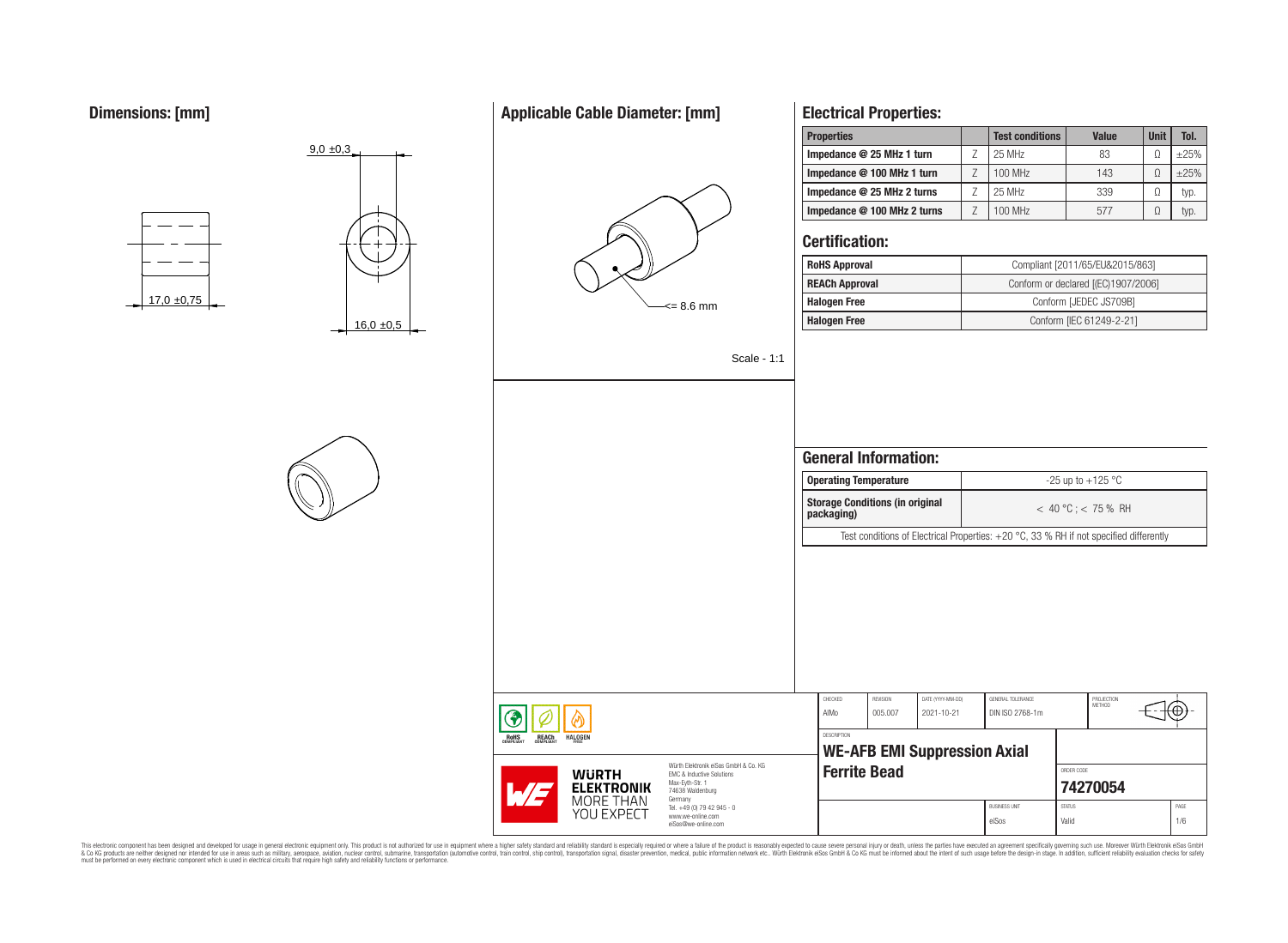## Dimensions: [mm]

9,0 ±0,3

17,0 ±0,75

16,0 ±0,5

## Applicable Cable Diameter: [mm]

<= 8.6 mm

Scale - 1:1

## Electrical Properties:

| Properties | | Test conditions | Value | Unit | Tol. |
|---|---|---|---|---|---|
| Impedance @ 25 MHz 1 turn | Z | 25 MHz | 83 | Ω | ±25% |
| Impedance @ 100 MHz 1 turn | Z | 100 MHz | 143 | Ω | ±25% |
| Impedance @ 25 MHz 2 turns | Z | 25 MHz | 339 | Ω | typ. |
| Impedance @ 100 MHz 2 turns | Z | 100 MHz | 577 | Ω | typ. |

## Certification:

| | |
|---|---|
| RoHS Approval | Compliant [2011/65/EU&2015/863] |
| REACh Approval | Conform or declared [(EC)1907/2006] |
| Halogen Free | Conform [JEDEC JS709B] |
| Halogen Free | Conform [IEC 61249-2-21] |

## General Information:

| | |
|---|---|
| Operating Temperature | -25 up to +125 °C |
| Storage Conditions (in original packaging) | < 40 °C ; < 75 % RH |

Test conditions of Electrical Properties: +20 °C, 33 % RH if not specified differently

| CHECKED | REVISION | DATE (YYYY-MM-DD) | GENERAL TOLERANCE | PROJECTION METHOD |
|---|---|---|---|---|
| AIMo | 005.007 | 2021-10-21 | DIN ISO 2768-1m | |

DESCRIPTION

**WE-AFB EMI Suppression Axial Ferrite Bead**

ORDER CODE: **74270054**

BUSINESS UNIT: eiSos | STATUS: Valid | PAGE: 1/6

RoHS COMPLIANT · REACh COMPLIANT · HALOGEN FREE

WÜRTH ELEKTRONIK MORE THAN YOU EXPECT

Würth Elektronik eiSos GmbH & Co. KG
EMC & Inductive Solutions
Max-Eyth-Str. 1
74638 Waldenburg
Germany
Tel. +49 (0) 79 42 945 - 0
www.we-online.com
eiSos@we-online.com

This electronic component has been designed and developed for usage in general electronic equipment only. This product is not authorized for use in equipment where a higher safety standard and reliability standard is especially required or where a failure of the product is reasonably expected to cause severe personal injury or death, unless the parties have executed an agreement specifically governing such use. Moreover Würth Elektronik eiSos GmbH & Co KG products are neither designed nor intended for use in areas such as military, aerospace, aviation, nuclear control, submarine, transportation (automotive control, train control, ship control), transportation signal, disaster prevention, medical, public information network etc.. Würth Elektronik eiSos GmbH & Co KG must be informed about the intent of such usage before the design-in stage. In addition, sufficient reliability evaluation checks for safety must be performed on every electronic component which is used in electrical circuits that require high safety and reliability functions or performance.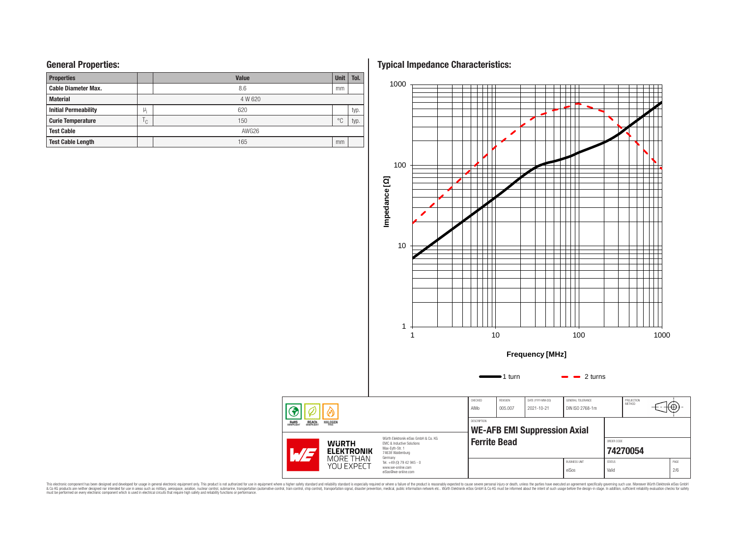## General Properties:

| Properties | | Value | Unit | Tol. |
|---|---|---|---|---|
| Cable Diameter Max. | | 8.6 | mm | |
| Material | | 4 W 620 | | |
| Initial Permeability | $\mu_i$ | 620 | | typ. |
| Curie Temperature | $T_C$ | 150 | °C | typ. |
| Test Cable | | AWG26 | | |
| Test Cable Length | | 165 | mm | |

## Typical Impedance Characteristics:

Impedance [Ω]

Frequency [MHz]

1 turn — 2 turns

| CHECKED | REVISION | DATE (YYYY-MM-DD) | GENERAL TOLERANCE | PROJECTION METHOD |
|---|---|---|---|---|
| AlMo | 005.007 | 2021-10-21 | DIN ISO 2768-1m | |

DESCRIPTION

**WE-AFB EMI Suppression Axial Ferrite Bead**

ORDER CODE **74270054**

| BUSINESS UNIT | STATUS | PAGE |
|---|---|---|
| eiSos | Valid | 2/6 |

Würth Elektronik eiSos GmbH & Co. KG
EMC & Inductive Solutions
Max-Eyth-Str. 1
74638 Waldenburg
Germany
Tel. +49 (0) 79 42 945 - 0
www.we-online.com
eiSos@we-online.com

This electronic component has been designed and developed for usage in general electronic equipment only. This product is not authorized for use in equipment where a higher safety standard and reliability standard is especially required or where a failure of the product is reasonably expected to cause severe personal injury or death, unless the parties have executed an agreement specifically governing such use. Moreover Würth Elektronik eiSos GmbH & Co KG products are neither designed nor intended for use in areas such as military, aerospace, aviation, nuclear control, submarine, transportation (automotive control, train control, ship control), transportation signal, disaster prevention, medical, public information network etc.. Würth Elektronik eiSos GmbH & Co KG must be informed about the intent of such usage before the design-in stage. In addition, sufficient reliability evaluation checks for safety must be performed on every electronic component which is used in electrical circuits that require high safety and reliability functions or performance.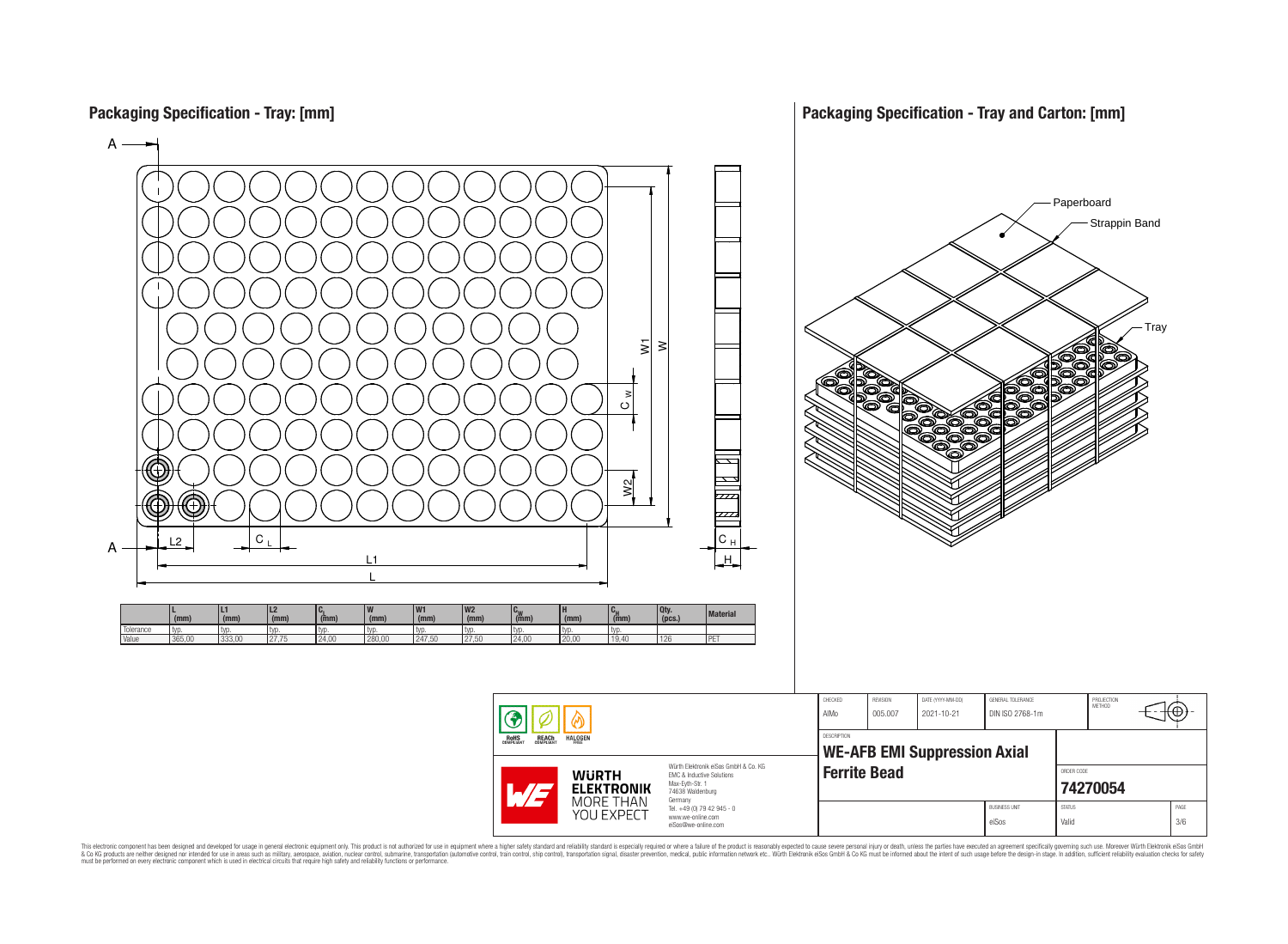## Packaging Specification - Tray: [mm]

|  | L (mm) | L1 (mm) | L2 (mm) | $C_L$ (mm) | W (mm) | W1 (mm) | W2 (mm) | $C_W$ (mm) | H (mm) | $C_H$ (mm) | Qty. (pcs.) | Material |
|---|---|---|---|---|---|---|---|---|---|---|---|---|
| Tolerance | typ. | typ. | typ. | typ. | typ. | typ. | typ. | typ. | typ. | typ. |  |  |
| Value | 365,00 | 333,00 | 27,75 | 24,00 | 280,00 | 247,50 | 27,50 | 24,00 | 20,00 | 19,40 | 126 | PET |

## Packaging Specification - Tray and Carton: [mm]

Paperboard

Strappin Band

Tray

| CHECKED | REVISION | DATE (YYYY-MM-DD) | GENERAL TOLERANCE | PROJECTION METHOD |
|---|---|---|---|---|
| AIMo | 005.007 | 2021-10-21 | DIN ISO 2768-1m |  |

DESCRIPTION

**WE-AFB EMI Suppression Axial Ferrite Bead**

ORDER CODE

**74270054**

| BUSINESS UNIT | STATUS | PAGE |
|---|---|---|
| eiSos | Valid | 3/6 |

RoHS COMPLIANT | REACh COMPLIANT | HALOGEN FREE

Würth Elektronik eiSos GmbH & Co. KG
EMC & Inductive Solutions
Max-Eyth-Str. 1
74638 Waldenburg
Germany
Tel. +49 (0) 79 42 945 - 0
www.we-online.com
eiSos@we-online.com

This electronic component has been designed and developed for usage in general electronic equipment only. This product is not authorized for use in equipment where a higher safety standard and reliability standard is especially required or where a failure of the product is reasonably expected to cause severe personal injury or death, unless the parties have executed an agreement specifically governing such use. Moreover Würth Elektronik eiSos GmbH & Co KG products are neither designed nor intended for use in areas such as military, aerospace, aviation, nuclear control, submarine, transportation (automotive control, train control, ship control), transportation signal, disaster prevention, medical, public information network etc.. Würth Elektronik eiSos GmbH & Co KG must be informed about the intent of such usage before the design-in stage. In addition, sufficient reliability evaluation checks for safety must be performed on every electronic component which is used in electrical circuits that require high safety and reliability functions or performance.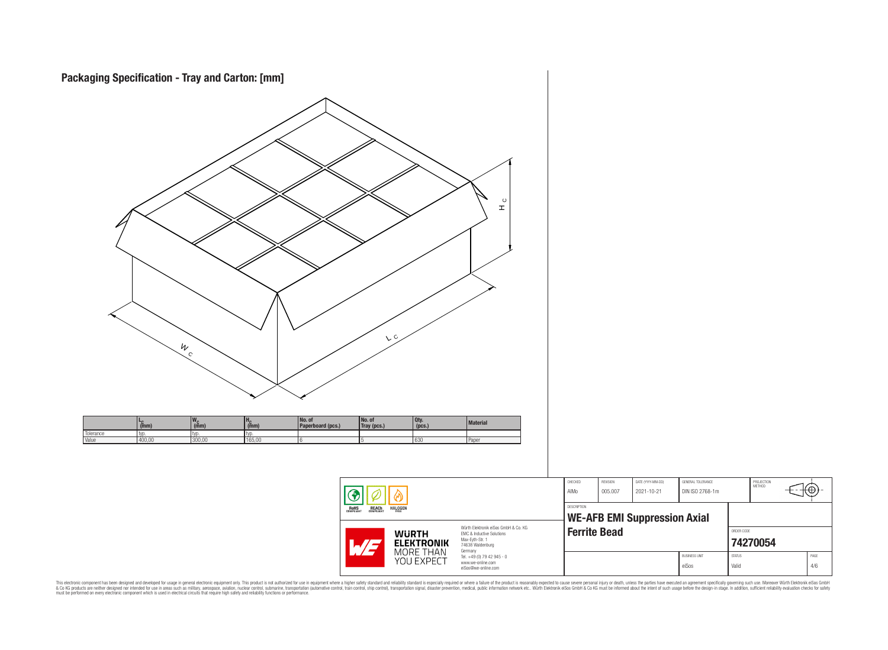# Packaging Specification - Tray and Carton: [mm]

| | $L_C$ (mm) | $W_C$ (mm) | $H_C$ (mm) | No. of Paperboard (pcs.) | No. of Tray (pcs.) | Qty. (pcs.) | Material |
|---|---|---|---|---|---|---|---|
| Tolerance | typ. | typ. | typ. | | | | |
| Value | 400,00 | 300,00 | 165,00 | 6 | 5 | 630 | Paper |

| CHECKED | REVISION | DATE (YYYY-MM-DD) | GENERAL TOLERANCE | PROJECTION METHOD |
|---|---|---|---|---|
| AlMo | 005.007 | 2021-10-21 | DIN ISO 2768-1m | |

DESCRIPTION

**WE-AFB EMI Suppression Axial Ferrite Bead**

ORDER CODE: **74270054**

| BUSINESS UNIT | STATUS | PAGE |
|---|---|---|
| eiSos | Valid | 4/6 |

RoHS COMPLIANT, REACh COMPLIANT, HALOGEN FREE

Würth Elektronik eiSos GmbH & Co. KG
EMC & Inductive Solutions
Max-Eyth-Str. 1
74638 Waldenburg
Germany
Tel. +49 (0) 79 42 945 - 0
www.we-online.com
eiSos@we-online.com

WÜRTH ELEKTRONIK MORE THAN YOU EXPECT

This electronic component has been designed and developed for usage in general electronic equipment only. This product is not authorized for use in equipment where a higher safety standard and reliability standard is especially required or where a failure of the product is reasonably expected to cause severe personal injury or death, unless the parties have executed an agreement specifically governing such use. Moreover Würth Elektronik eiSos GmbH & Co KG products are neither designed nor intended for use in areas such as military, aerospace, aviation, nuclear control, submarine, transportation (automotive control, train control, ship control), transportation signal, disaster prevention, medical, public information network etc.. Würth Elektronik eiSos GmbH & Co KG must be informed about the intent of such usage before the design-in stage. In addition, sufficient reliability evaluation checks for safety must be performed on every electronic component which is used in electrical circuits that require high safety and reliability functions or performance.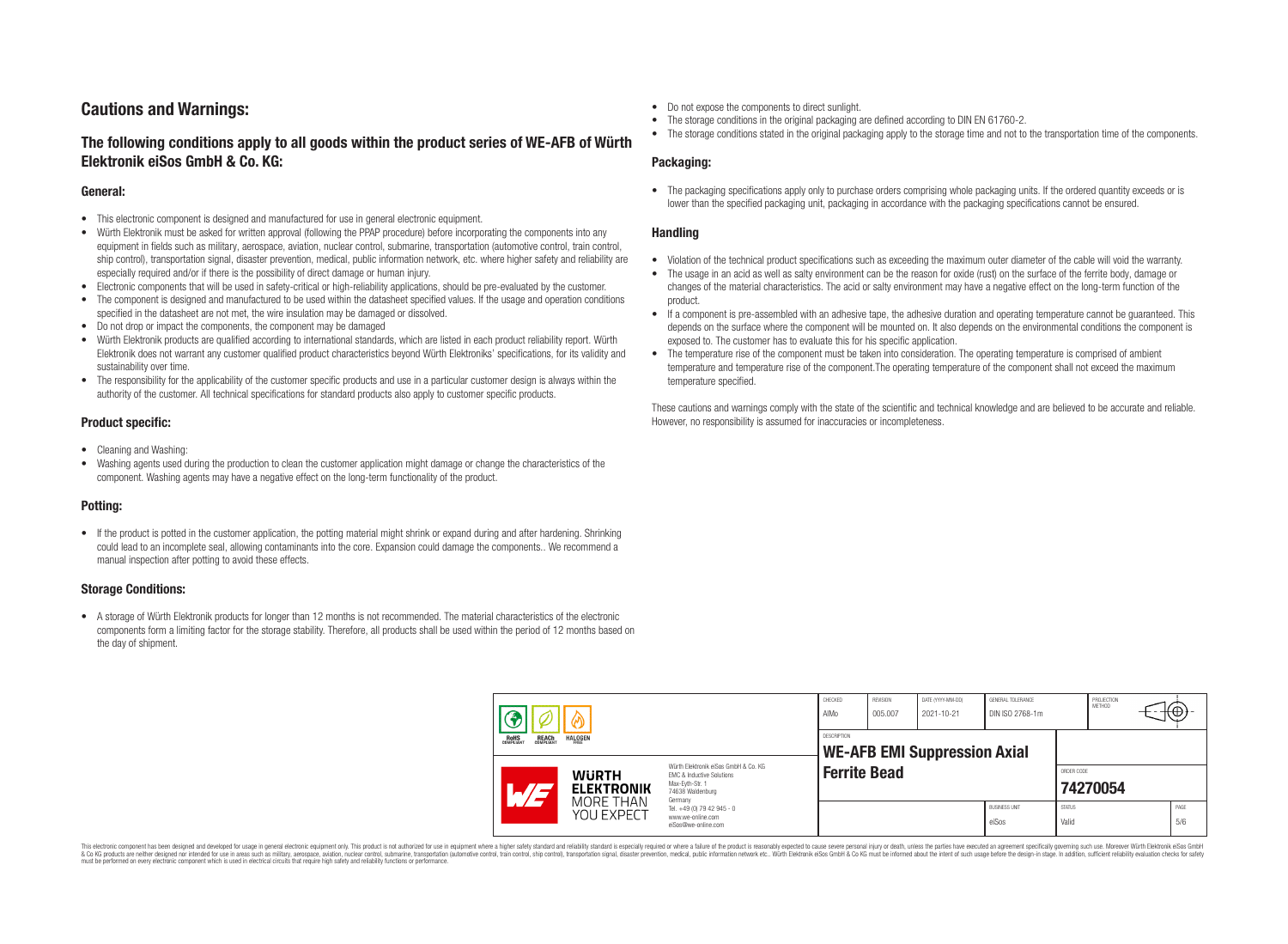## Cautions and Warnings:

### The following conditions apply to all goods within the product series of WE-AFB of Würth Elektronik eiSos GmbH & Co. KG:

#### General:

- This electronic component is designed and manufactured for use in general electronic equipment.
- Würth Elektronik must be asked for written approval (following the PPAP procedure) before incorporating the components into any equipment in fields such as military, aerospace, aviation, nuclear control, submarine, transportation (automotive control, train control, ship control), transportation signal, disaster prevention, medical, public information network, etc. where higher safety and reliability are especially required and/or if there is the possibility of direct damage or human injury.
- Electronic components that will be used in safety-critical or high-reliability applications, should be pre-evaluated by the customer.
- The component is designed and manufactured to be used within the datasheet specified values. If the usage and operation conditions specified in the datasheet are not met, the wire insulation may be damaged or dissolved.
- Do not drop or impact the components, the component may be damaged
- Würth Elektronik products are qualified according to international standards, which are listed in each product reliability report. Würth Elektronik does not warrant any customer qualified product characteristics beyond Würth Elektroniks' specifications, for its validity and sustainability over time.
- The responsibility for the applicability of the customer specific products and use in a particular customer design is always within the authority of the customer. All technical specifications for standard products also apply to customer specific products.

#### Product specific:

- Cleaning and Washing:
- Washing agents used during the production to clean the customer application might damage or change the characteristics of the component. Washing agents may have a negative effect on the long-term functionality of the product.

#### Potting:

- If the product is potted in the customer application, the potting material might shrink or expand during and after hardening. Shrinking could lead to an incomplete seal, allowing contaminants into the core. Expansion could damage the components.. We recommend a manual inspection after potting to avoid these effects.

#### Storage Conditions:

- A storage of Würth Elektronik products for longer than 12 months is not recommended. The material characteristics of the electronic components form a limiting factor for the storage stability. Therefore, all products shall be used within the period of 12 months based on the day of shipment.
- Do not expose the components to direct sunlight.
- The storage conditions in the original packaging are defined according to DIN EN 61760-2.
- The storage conditions stated in the original packaging apply to the storage time and not to the transportation time of the components.

#### Packaging:

- The packaging specifications apply only to purchase orders comprising whole packaging units. If the ordered quantity exceeds or is lower than the specified packaging unit, packaging in accordance with the packaging specifications cannot be ensured.

#### Handling

- Violation of the technical product specifications such as exceeding the maximum outer diameter of the cable will void the warranty.
- The usage in an acid as well as salty environment can be the reason for oxide (rust) on the surface of the ferrite body, damage or changes of the material characteristics. The acid or salty environment may have a negative effect on the long-term function of the product.
- If a component is pre-assembled with an adhesive tape, the adhesive duration and operating temperature cannot be guaranteed. This depends on the surface where the component will be mounted on. It also depends on the environmental conditions the component is exposed to. The customer has to evaluate this for his specific application.
- The temperature rise of the component must be taken into consideration. The operating temperature is comprised of ambient temperature and temperature rise of the component.The operating temperature of the component shall not exceed the maximum temperature specified.

These cautions and warnings comply with the state of the scientific and technical knowledge and are believed to be accurate and reliable. However, no responsibility is assumed for inaccuracies or incompleteness.

| CHECKED | REVISION | DATE (YYYY-MM-DD) | GENERAL TOLERANCE | PROJECTION METHOD |
|---|---|---|---|---|
| AIMo | 005.007 | 2021-10-21 | DIN ISO 2768-1m | |

| DESCRIPTION | ORDER CODE | BUSINESS UNIT | STATUS | PAGE |
|---|---|---|---|---|
| WE-AFB EMI Suppression Axial Ferrite Bead | 74270054 | eiSos | Valid | 5/6 |

Würth Elektronik eiSos GmbH & Co. KG
EMC & Inductive Solutions
Max-Eyth-Str. 1
74638 Waldenburg
Germany
Tel. +49 (0) 79 42 945 - 0
www.we-online.com
eiSos@we-online.com

This electronic component has been designed and developed for usage in general electronic equipment only. This product is not authorized for use in equipment where a higher safety standard and reliability standard is especially required or where a failure of the product is reasonably expected to cause severe personal injury or death, unless the parties have executed an agreement specifically governing such use. Moreover Würth Elektronik eiSos GmbH & Co KG products are neither designed nor intended for use in areas such as military, aerospace, aviation, nuclear control, submarine, transportation (automotive control, train control, ship control), transportation signal, disaster prevention, medical, public information network etc.. Würth Elektronik eiSos GmbH & Co KG must be informed about the intent of such usage before the design-in stage. In addition, sufficient reliability evaluation checks for safety must be performed on every electronic component which is used in electrical circuits that require high safety and reliability functions or performance.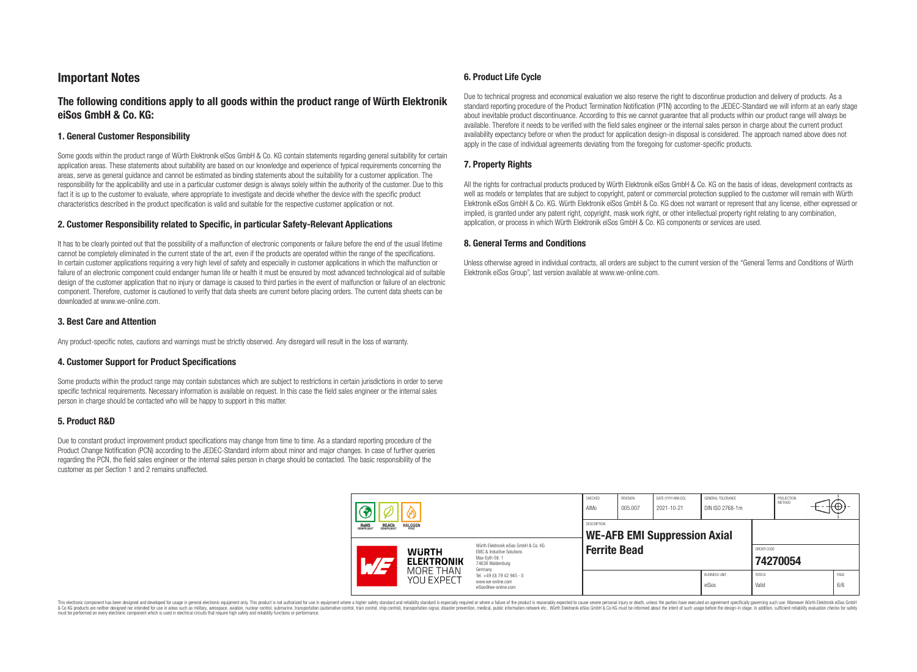# Important Notes

## The following conditions apply to all goods within the product range of Würth Elektronik eiSos GmbH & Co. KG:

### 1. General Customer Responsibility

Some goods within the product range of Würth Elektronik eiSos GmbH & Co. KG contain statements regarding general suitability for certain application areas. These statements about suitability are based on our knowledge and experience of typical requirements concerning the areas, serve as general guidance and cannot be estimated as binding statements about the suitability for a customer application. The responsibility for the applicability and use in a particular customer design is always solely within the authority of the customer. Due to this fact it is up to the customer to evaluate, where appropriate to investigate and decide whether the device with the specific product characteristics described in the product specification is valid and suitable for the respective customer application or not.

### 2. Customer Responsibility related to Specific, in particular Safety-Relevant Applications

It has to be clearly pointed out that the possibility of a malfunction of electronic components or failure before the end of the usual lifetime cannot be completely eliminated in the current state of the art, even if the products are operated within the range of the specifications. In certain customer applications requiring a very high level of safety and especially in customer applications in which the malfunction or failure of an electronic component could endanger human life or health it must be ensured by most advanced technological aid of suitable design of the customer application that no injury or damage is caused to third parties in the event of malfunction or failure of an electronic component. Therefore, customer is cautioned to verify that data sheets are current before placing orders. The current data sheets can be downloaded at www.we-online.com.

### 3. Best Care and Attention

Any product-specific notes, cautions and warnings must be strictly observed. Any disregard will result in the loss of warranty.

### 4. Customer Support for Product Specifications

Some products within the product range may contain substances which are subject to restrictions in certain jurisdictions in order to serve specific technical requirements. Necessary information is available on request. In this case the field sales engineer or the internal sales person in charge should be contacted who will be happy to support in this matter.

### 5. Product R&D

Due to constant product improvement product specifications may change from time to time. As a standard reporting procedure of the Product Change Notification (PCN) according to the JEDEC-Standard inform about minor and major changes. In case of further queries regarding the PCN, the field sales engineer or the internal sales person in charge should be contacted. The basic responsibility of the customer as per Section 1 and 2 remains unaffected.

### 6. Product Life Cycle

Due to technical progress and economical evaluation we also reserve the right to discontinue production and delivery of products. As a standard reporting procedure of the Product Termination Notification (PTN) according to the JEDEC-Standard we will inform at an early stage about inevitable product discontinuance. According to this we cannot guarantee that all products within our product range will always be available. Therefore it needs to be verified with the field sales engineer or the internal sales person in charge about the current product availability expectancy before or when the product for application design-in disposal is considered. The approach named above does not apply in the case of individual agreements deviating from the foregoing for customer-specific products.

### 7. Property Rights

All the rights for contractual products produced by Würth Elektronik eiSos GmbH & Co. KG on the basis of ideas, development contracts as well as models or templates that are subject to copyright, patent or commercial protection supplied to the customer will remain with Würth Elektronik eiSos GmbH & Co. KG. Würth Elektronik eiSos GmbH & Co. KG does not warrant or represent that any license, either expressed or implied, is granted under any patent right, copyright, mask work right, or other intellectual property right relating to any combination, application, or process in which Würth Elektronik eiSos GmbH & Co. KG components or services are used.

### 8. General Terms and Conditions

Unless otherwise agreed in individual contracts, all orders are subject to the current version of the "General Terms and Conditions of Würth Elektronik eiSos Group", last version available at www.we-online.com.

| CHECKED | REVISION | DATE (YYYY-MM-DD) | GENERAL TOLERANCE | PROJECTION METHOD |
|---|---|---|---|---|
| AlMo | 005.007 | 2021-10-21 | DIN ISO 2768-1m | |

DESCRIPTION: **WE-AFB EMI Suppression Axial Ferrite Bead**

ORDER CODE: **74270054**

BUSINESS UNIT: eiSos | STATUS: Valid

Würth Elektronik eiSos GmbH & Co. KG
EMC & Inductive Solutions
Max-Eyth-Str. 1
74638 Waldenburg
Germany
Tel. +49 (0) 79 42 945 - 0
www.we-online.com
eiSos@we-online.com

This electronic component has been designed and developed for usage in general electronic equipment only. This product is not authorized for use in equipment where a higher safety standard and reliability standard is especially required or where a failure of the product is reasonably expected to cause severe personal injury or death, unless the parties have executed an agreement specifically governing such use. Moreover Würth Elektronik eiSos GmbH & Co KG products are neither designed nor intended for use in areas such as military, aerospace, aviation, nuclear control, submarine, transportation (automotive control, train control, ship control), transportation signal, disaster prevention, medical, public information network etc.. Würth Elektronik eiSos GmbH & Co KG must be informed about the intent of such usage before the design-in stage. In addition, sufficient reliability evaluation checks for safety must be performed on every electronic component which is used in electrical circuits that require high safety and reliability functions or performance.